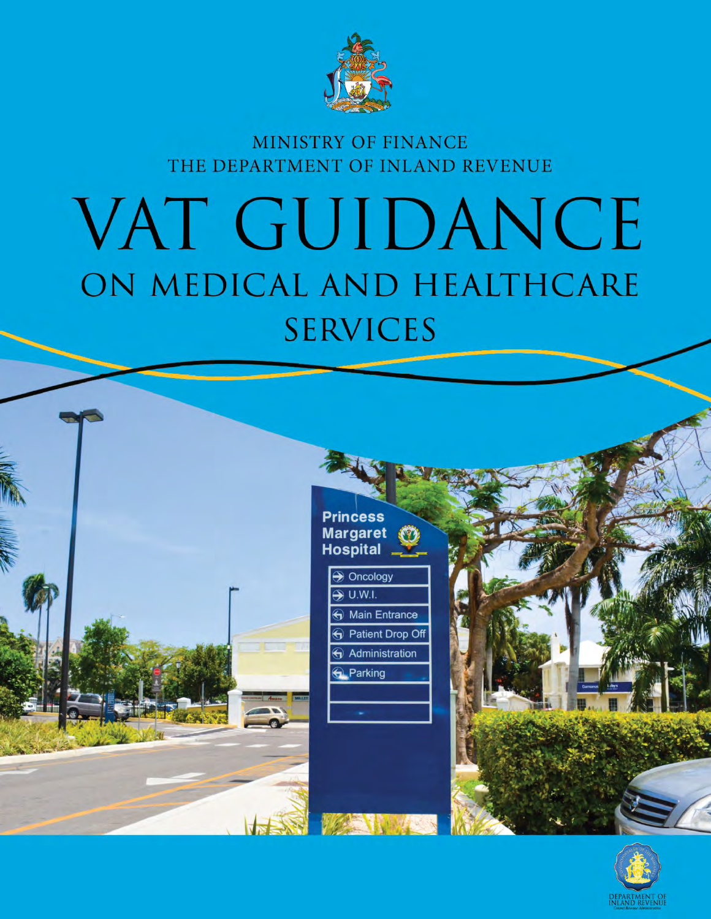MINISTRY OF FINANCE

THE DEPARTMENT OF INLAND REVENUE

# VAT GUIDANCE

## ON MEDICAL AND HEALTHCARE SERVICES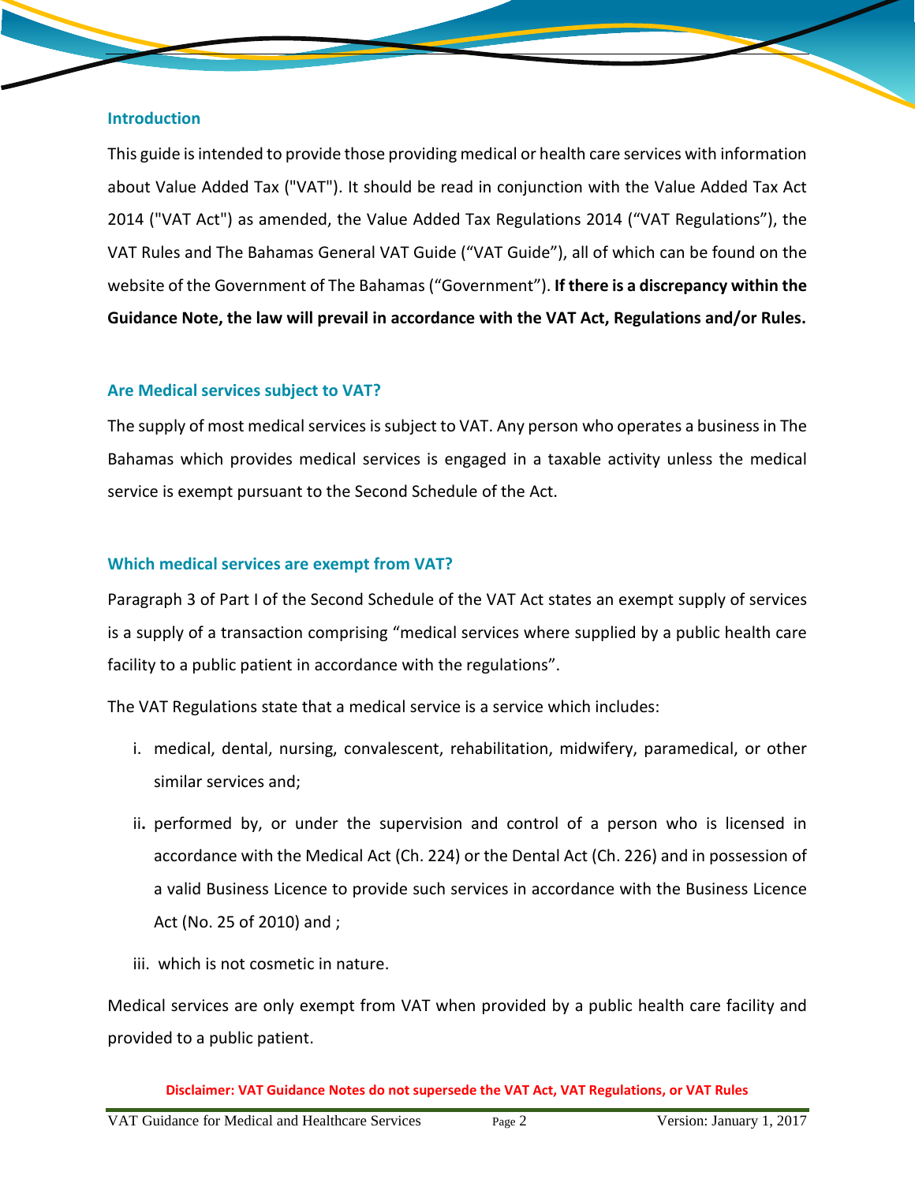## Introduction

This guide is intended to provide those providing medical or health care services with information about Value Added Tax ("VAT"). It should be read in conjunction with the Value Added Tax Act 2014 ("VAT Act") as amended, the Value Added Tax Regulations 2014 ("VAT Regulations"), the VAT Rules and The Bahamas General VAT Guide ("VAT Guide"), all of which can be found on the website of the Government of The Bahamas ("Government"). **If there is a discrepancy within the Guidance Note, the law will prevail in accordance with the VAT Act, Regulations and/or Rules.**

## Are Medical services subject to VAT?

The supply of most medical services is subject to VAT. Any person who operates a business in The Bahamas which provides medical services is engaged in a taxable activity unless the medical service is exempt pursuant to the Second Schedule of the Act.

## Which medical services are exempt from VAT?

Paragraph 3 of Part I of the Second Schedule of the VAT Act states an exempt supply of services is a supply of a transaction comprising "medical services where supplied by a public health care facility to a public patient in accordance with the regulations".

The VAT Regulations state that a medical service is a service which includes:

i. medical, dental, nursing, convalescent, rehabilitation, midwifery, paramedical, or other similar services and;

ii. performed by, or under the supervision and control of a person who is licensed in accordance with the Medical Act (Ch. 224) or the Dental Act (Ch. 226) and in possession of a valid Business Licence to provide such services in accordance with the Business Licence Act (No. 25 of 2010) and ;

iii. which is not cosmetic in nature.

Medical services are only exempt from VAT when provided by a public health care facility and provided to a public patient.

**Disclaimer: VAT Guidance Notes do not supersede the VAT Act, VAT Regulations, or VAT Rules**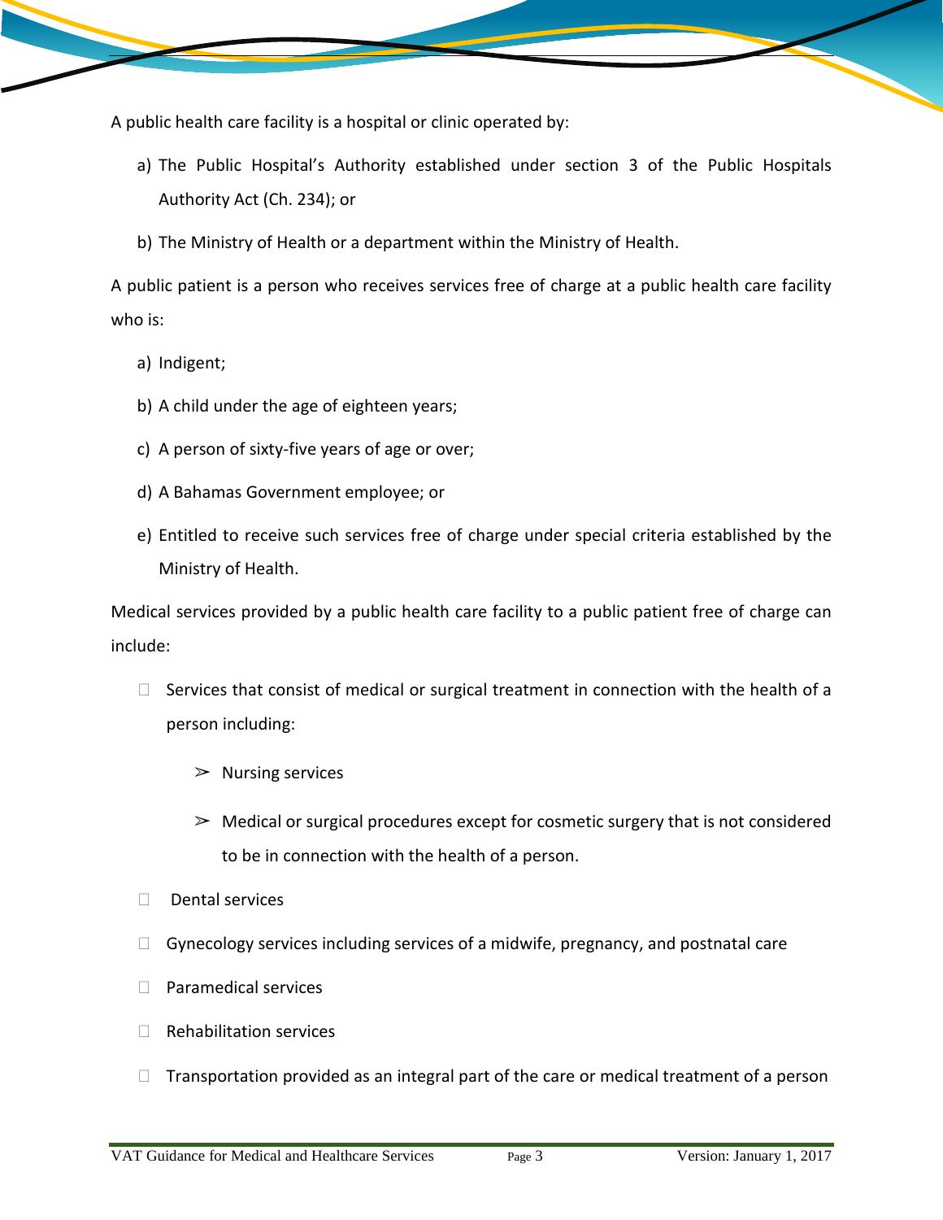A public health care facility is a hospital or clinic operated by:

a) The Public Hospital's Authority established under section 3 of the Public Hospitals Authority Act (Ch. 234); or

b) The Ministry of Health or a department within the Ministry of Health.

A public patient is a person who receives services free of charge at a public health care facility who is:

a) Indigent;

b) A child under the age of eighteen years;

c) A person of sixty-five years of age or over;

d) A Bahamas Government employee; or

e) Entitled to receive such services free of charge under special criteria established by the Ministry of Health.

Medical services provided by a public health care facility to a public patient free of charge can include:

- Services that consist of medical or surgical treatment in connection with the health of a person including:
  - Nursing services
  - Medical or surgical procedures except for cosmetic surgery that is not considered to be in connection with the health of a person.
- Dental services
- Gynecology services including services of a midwife, pregnancy, and postnatal care
- Paramedical services
- Rehabilitation services
- Transportation provided as an integral part of the care or medical treatment of a person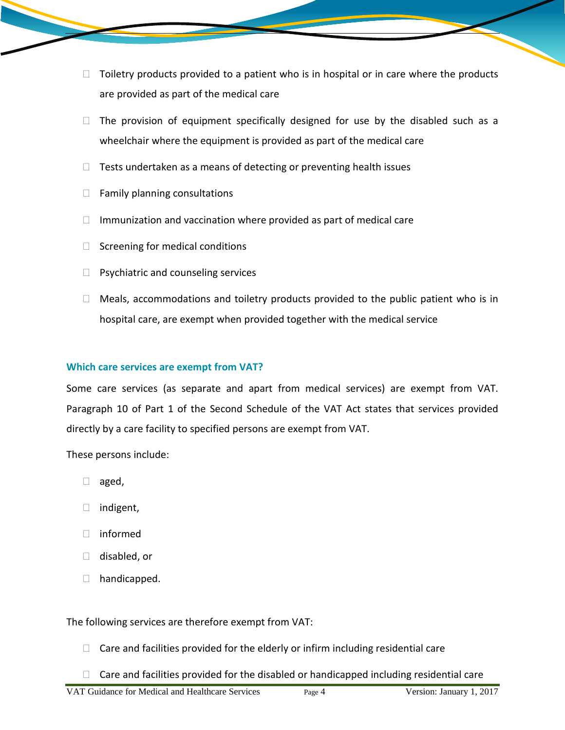- Toiletry products provided to a patient who is in hospital or in care where the products are provided as part of the medical care
- The provision of equipment specifically designed for use by the disabled such as a wheelchair where the equipment is provided as part of the medical care
- Tests undertaken as a means of detecting or preventing health issues
- Family planning consultations
- Immunization and vaccination where provided as part of medical care
- Screening for medical conditions
- Psychiatric and counseling services
- Meals, accommodations and toiletry products provided to the public patient who is in hospital care, are exempt when provided together with the medical service

### Which care services are exempt from VAT?

Some care services (as separate and apart from medical services) are exempt from VAT. Paragraph 10 of Part 1 of the Second Schedule of the VAT Act states that services provided directly by a care facility to specified persons are exempt from VAT.

These persons include:

- aged,
- indigent,
- informed
- disabled, or
- handicapped.

The following services are therefore exempt from VAT:

- Care and facilities provided for the elderly or infirm including residential care
- Care and facilities provided for the disabled or handicapped including residential care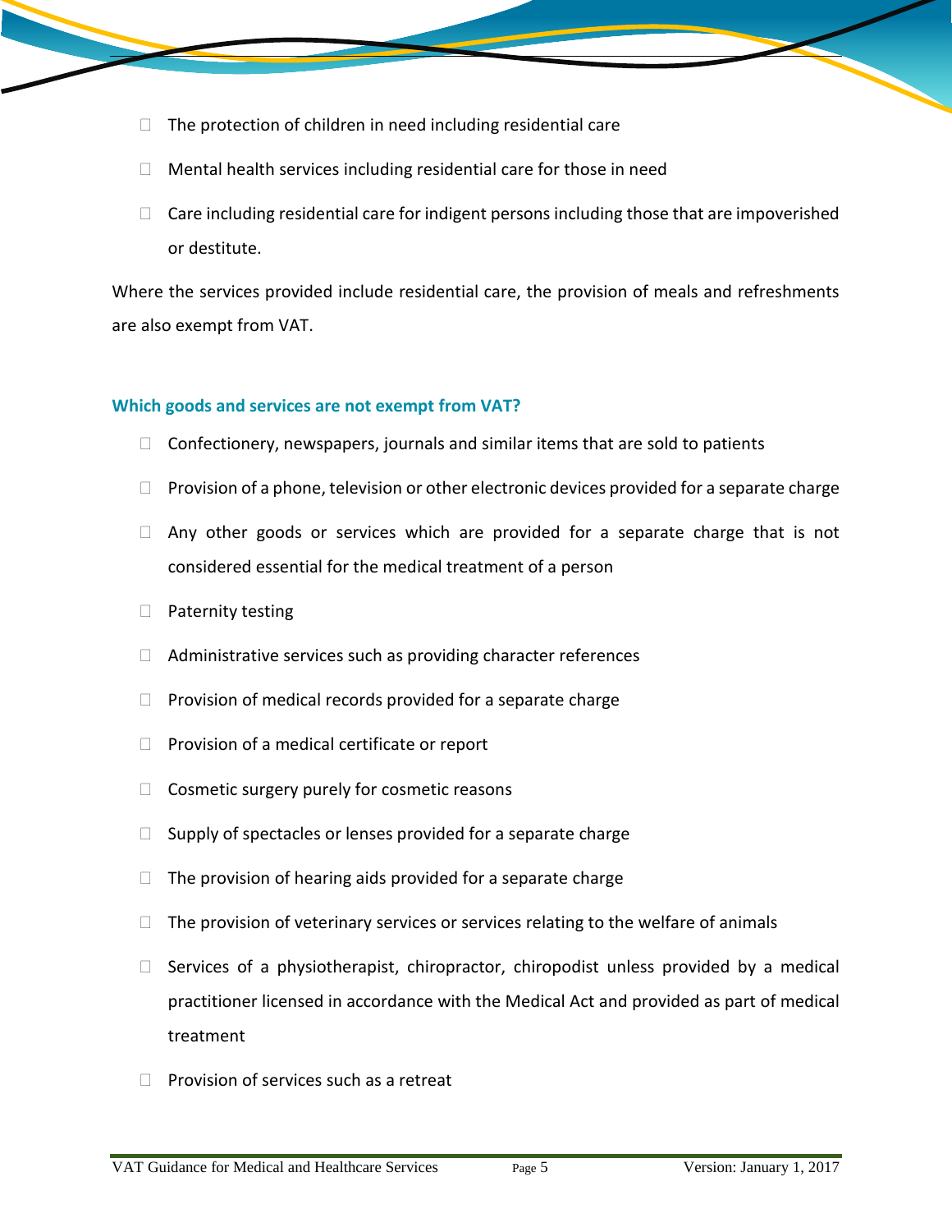- The protection of children in need including residential care
- Mental health services including residential care for those in need
- Care including residential care for indigent persons including those that are impoverished or destitute.

Where the services provided include residential care, the provision of meals and refreshments are also exempt from VAT.

### Which goods and services are not exempt from VAT?

- Confectionery, newspapers, journals and similar items that are sold to patients
- Provision of a phone, television or other electronic devices provided for a separate charge
- Any other goods or services which are provided for a separate charge that is not considered essential for the medical treatment of a person
- Paternity testing
- Administrative services such as providing character references
- Provision of medical records provided for a separate charge
- Provision of a medical certificate or report
- Cosmetic surgery purely for cosmetic reasons
- Supply of spectacles or lenses provided for a separate charge
- The provision of hearing aids provided for a separate charge
- The provision of veterinary services or services relating to the welfare of animals
- Services of a physiotherapist, chiropractor, chiropodist unless provided by a medical practitioner licensed in accordance with the Medical Act and provided as part of medical treatment
- Provision of services such as a retreat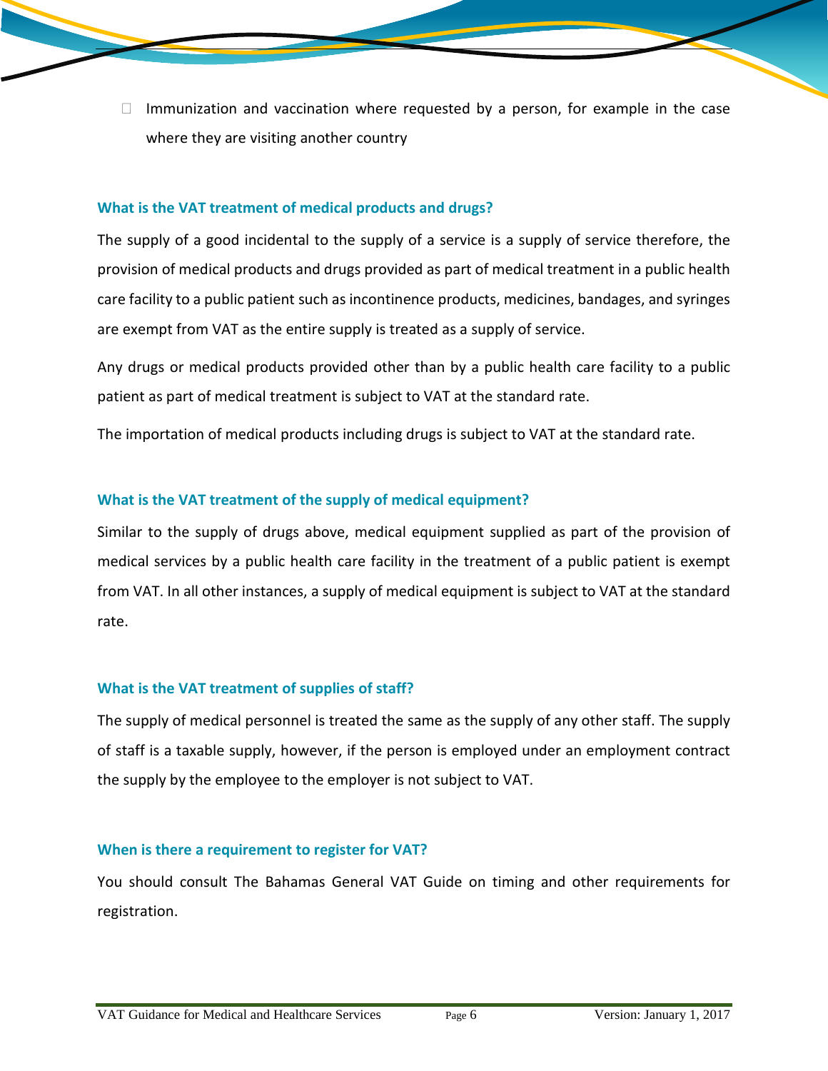- Immunization and vaccination where requested by a person, for example in the case where they are visiting another country

### What is the VAT treatment of medical products and drugs?

The supply of a good incidental to the supply of a service is a supply of service therefore, the provision of medical products and drugs provided as part of medical treatment in a public health care facility to a public patient such as incontinence products, medicines, bandages, and syringes are exempt from VAT as the entire supply is treated as a supply of service.

Any drugs or medical products provided other than by a public health care facility to a public patient as part of medical treatment is subject to VAT at the standard rate.

The importation of medical products including drugs is subject to VAT at the standard rate.

### What is the VAT treatment of the supply of medical equipment?

Similar to the supply of drugs above, medical equipment supplied as part of the provision of medical services by a public health care facility in the treatment of a public patient is exempt from VAT. In all other instances, a supply of medical equipment is subject to VAT at the standard rate.

### What is the VAT treatment of supplies of staff?

The supply of medical personnel is treated the same as the supply of any other staff. The supply of staff is a taxable supply, however, if the person is employed under an employment contract the supply by the employee to the employer is not subject to VAT.

### When is there a requirement to register for VAT?

You should consult The Bahamas General VAT Guide on timing and other requirements for registration.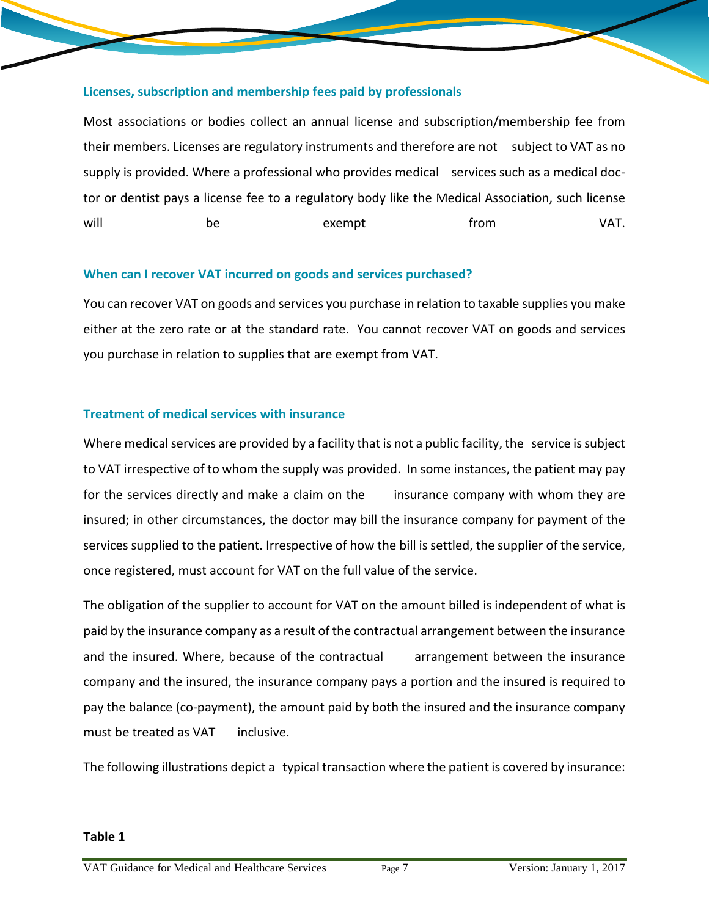### Licenses, subscription and membership fees paid by professionals

Most associations or bodies collect an annual license and subscription/membership fee from their members. Licenses are regulatory instruments and therefore are not subject to VAT as no supply is provided. Where a professional who provides medical services such as a medical doctor or dentist pays a license fee to a regulatory body like the Medical Association, such license will be exempt from VAT.

### When can I recover VAT incurred on goods and services purchased?

You can recover VAT on goods and services you purchase in relation to taxable supplies you make either at the zero rate or at the standard rate. You cannot recover VAT on goods and services you purchase in relation to supplies that are exempt from VAT.

### Treatment of medical services with insurance

Where medical services are provided by a facility that is not a public facility, the service is subject to VAT irrespective of to whom the supply was provided. In some instances, the patient may pay for the services directly and make a claim on the insurance company with whom they are insured; in other circumstances, the doctor may bill the insurance company for payment of the services supplied to the patient. Irrespective of how the bill is settled, the supplier of the service, once registered, must account for VAT on the full value of the service.

The obligation of the supplier to account for VAT on the amount billed is independent of what is paid by the insurance company as a result of the contractual arrangement between the insurance and the insured. Where, because of the contractual arrangement between the insurance company and the insured, the insurance company pays a portion and the insured is required to pay the balance (co-payment), the amount paid by both the insured and the insurance company must be treated as VAT inclusive.

The following illustrations depict a typical transaction where the patient is covered by insurance:

**Table 1**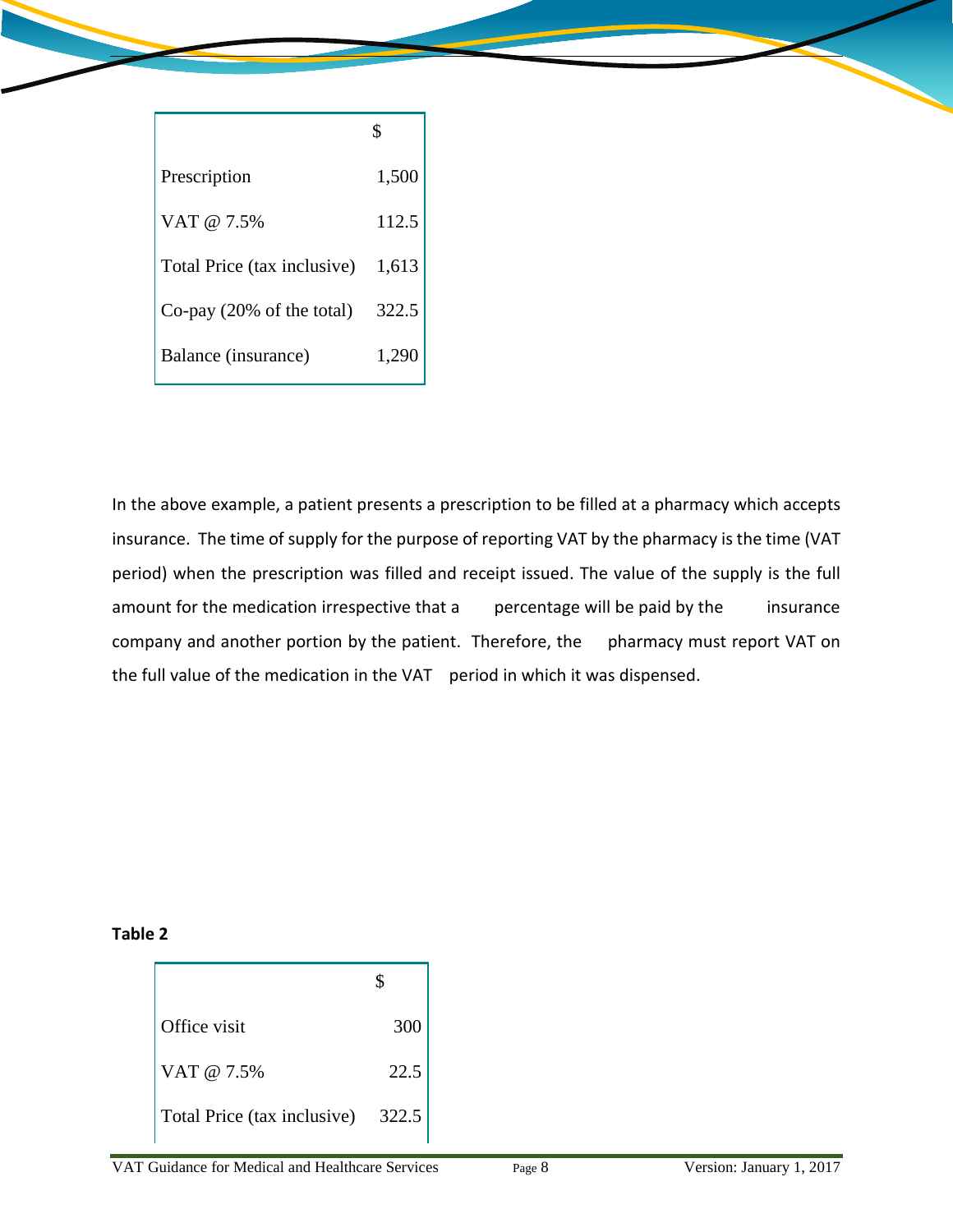| | $ |
|---|---|
| Prescription | 1,500 |
| VAT @ 7.5% | 112.5 |
| Total Price (tax inclusive) | 1,613 |
| Co-pay (20% of the total) | 322.5 |
| Balance (insurance) | 1,290 |

In the above example, a patient presents a prescription to be filled at a pharmacy which accepts insurance. The time of supply for the purpose of reporting VAT by the pharmacy is the time (VAT period) when the prescription was filled and receipt issued. The value of the supply is the full amount for the medication irrespective that a percentage will be paid by the insurance company and another portion by the patient. Therefore, the pharmacy must report VAT on the full value of the medication in the VAT period in which it was dispensed.

**Table 2**

| | $ |
|---|---|
| Office visit | 300 |
| VAT @ 7.5% | 22.5 |
| Total Price (tax inclusive) | 322.5 |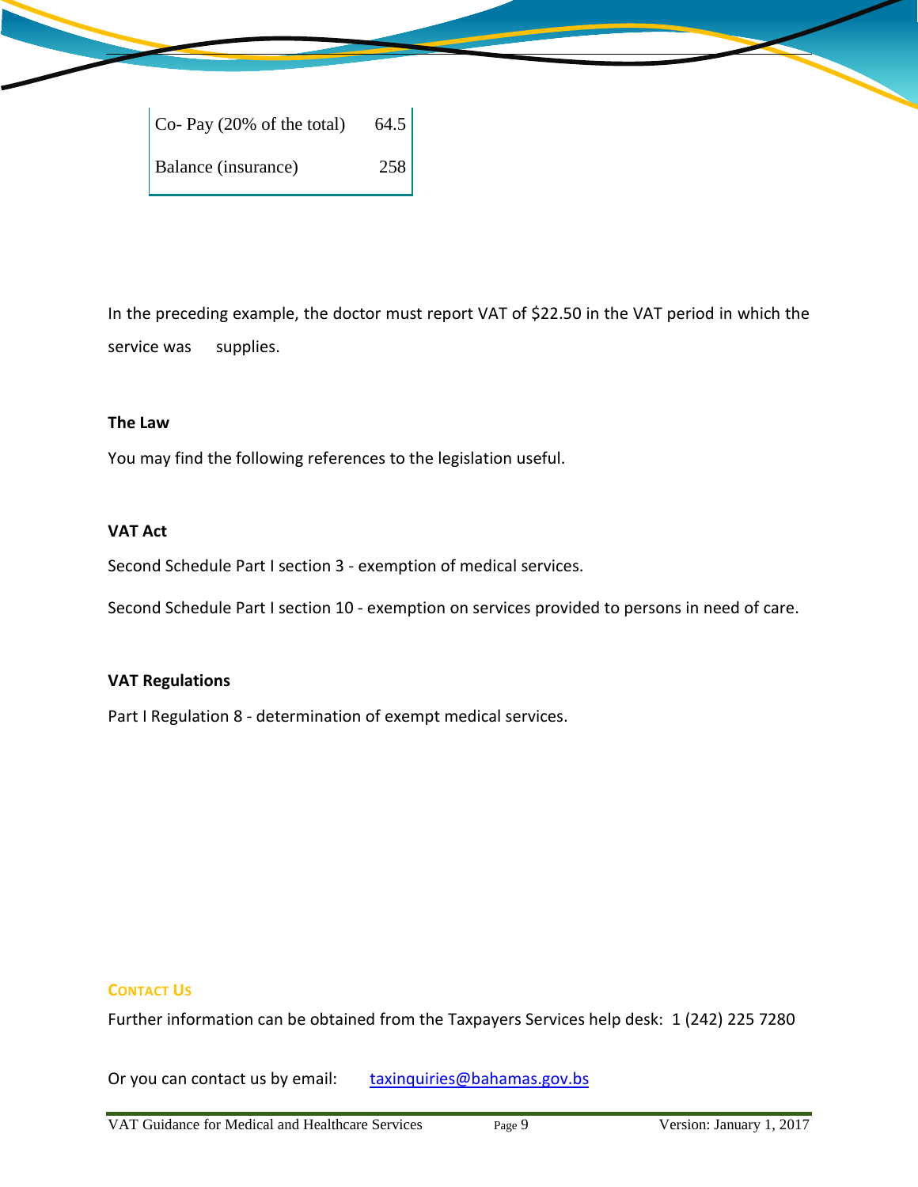| Co- Pay (20% of the total) | 64.5 |
| --- | --- |
| Balance (insurance) | 258 |

In the preceding example, the doctor must report VAT of $22.50 in the VAT period in which the service was supplies.

**The Law**

You may find the following references to the legislation useful.

**VAT Act**

Second Schedule Part I section 3 - exemption of medical services.

Second Schedule Part I section 10 - exemption on services provided to persons in need of care.

**VAT Regulations**

Part I Regulation 8 - determination of exempt medical services.

## CONTACT US

Further information can be obtained from the Taxpayers Services help desk: 1 (242) 225 7280

Or you can contact us by email: taxinquiries@bahamas.gov.bs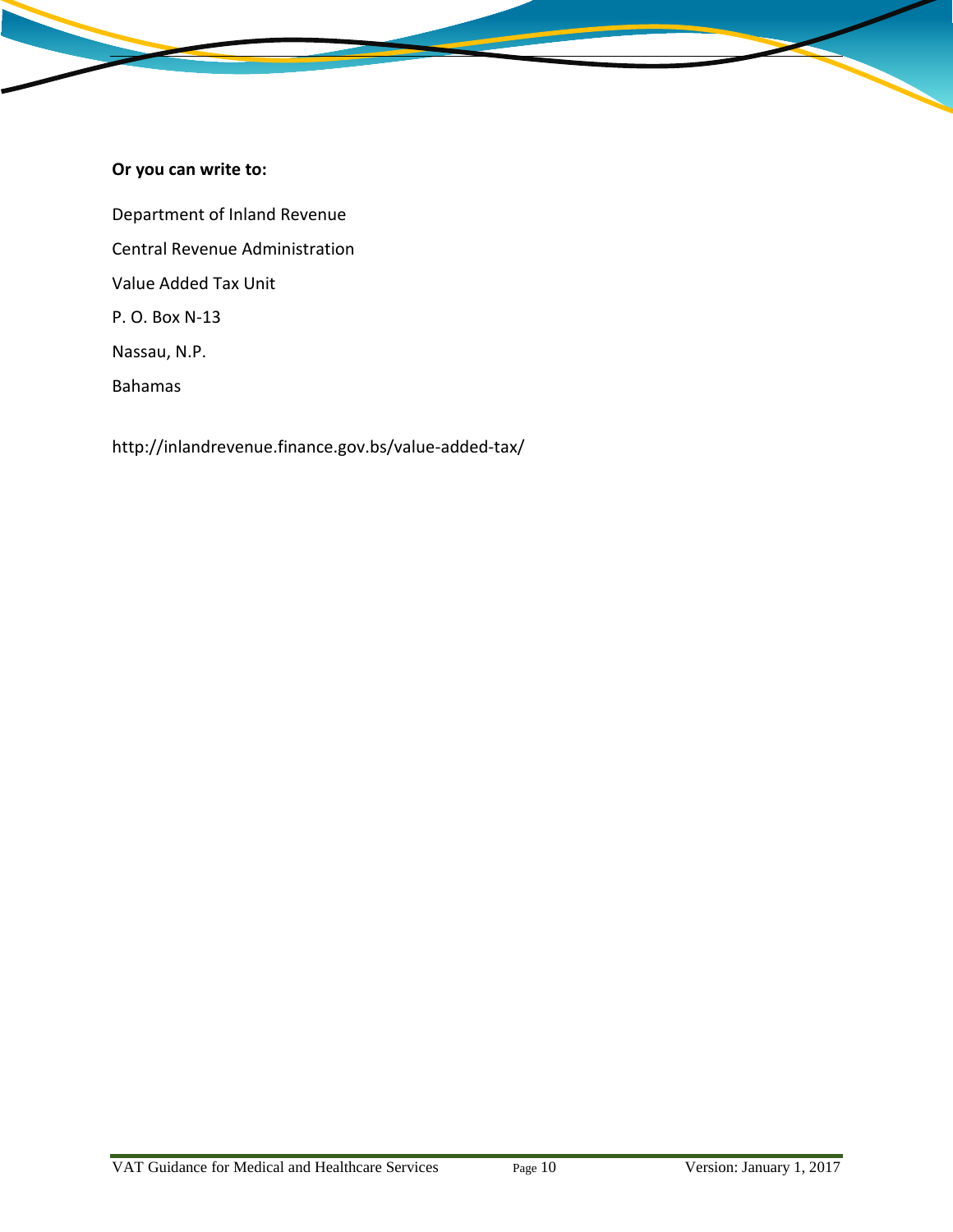**Or you can write to:**

Department of Inland Revenue

Central Revenue Administration

Value Added Tax Unit

P. O. Box N-13

Nassau, N.P.

Bahamas

http://inlandrevenue.finance.gov.bs/value-added-tax/